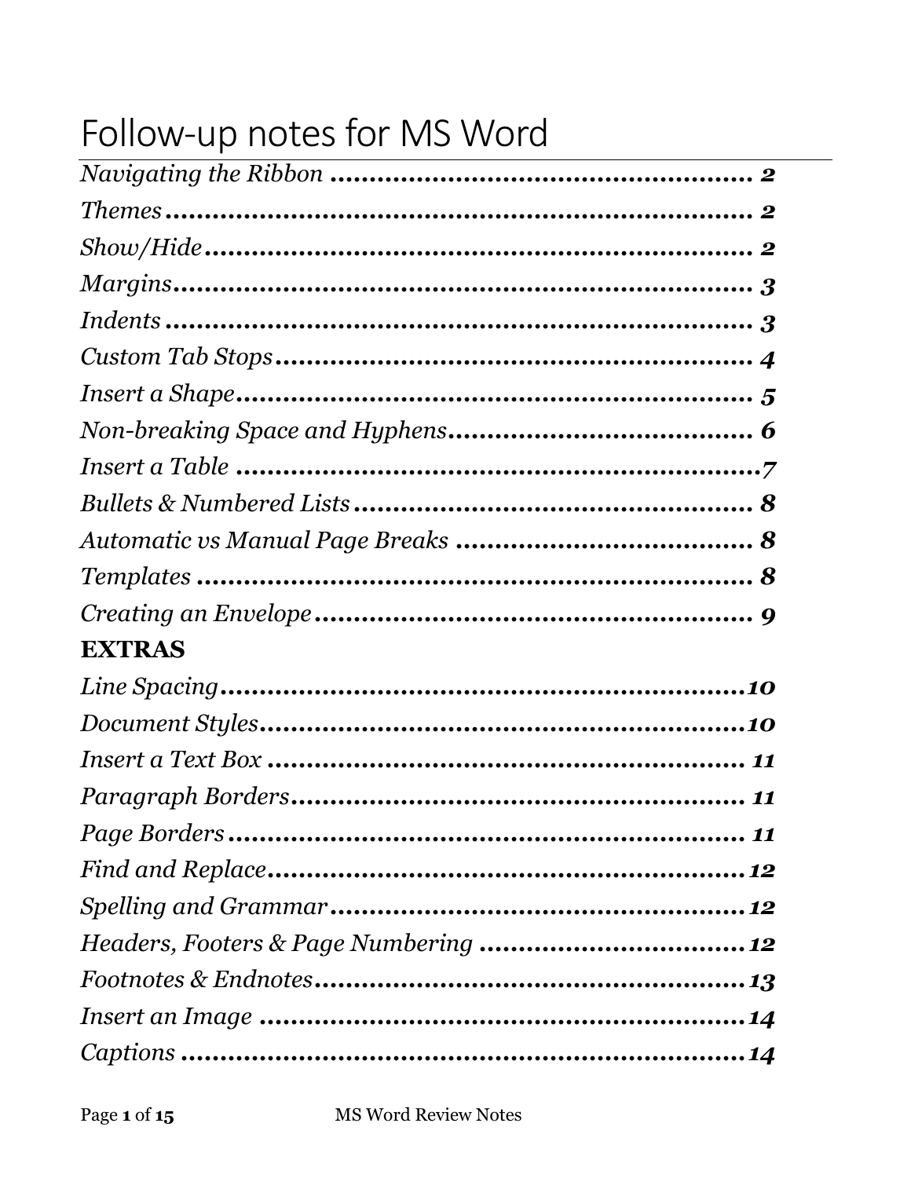# Follow-up notes for MS Word

*Navigating the Ribbon* ........................................................ **2**

*Themes* ............................................................................... **2**

*Show/Hide* .......................................................................... **2**

*Margins* ............................................................................... **3**

*Indents* ............................................................................... **3**

*Custom Tab Stops* ............................................................... **4**

*Insert a Shape* ...................................................................... **5**

*Non-breaking Space and Hyphens* ........................................ **6**

*Insert a Table* ...................................................................... **7**

*Bullets & Numbered Lists* ..................................................... **8**

*Automatic vs Manual Page Breaks* ........................................ **8**

*Templates* ........................................................................... **8**

*Creating an Envelope* ........................................................... **9**

**EXTRAS**

*Line Spacing* ...................................................................... **10**

*Document Styles* ................................................................. **10**

*Insert a Text Box* ................................................................ **11**

*Paragraph Borders* ............................................................. **11**

*Page Borders* ...................................................................... **11**

*Find and Replace* ................................................................ **12**

*Spelling and Grammar* ........................................................ **12**

*Headers, Footers & Page Numbering* .................................... **12**

*Footnotes & Endnotes* ......................................................... **13**

*Insert an Image* .................................................................. **14**

*Captions* ............................................................................ **14**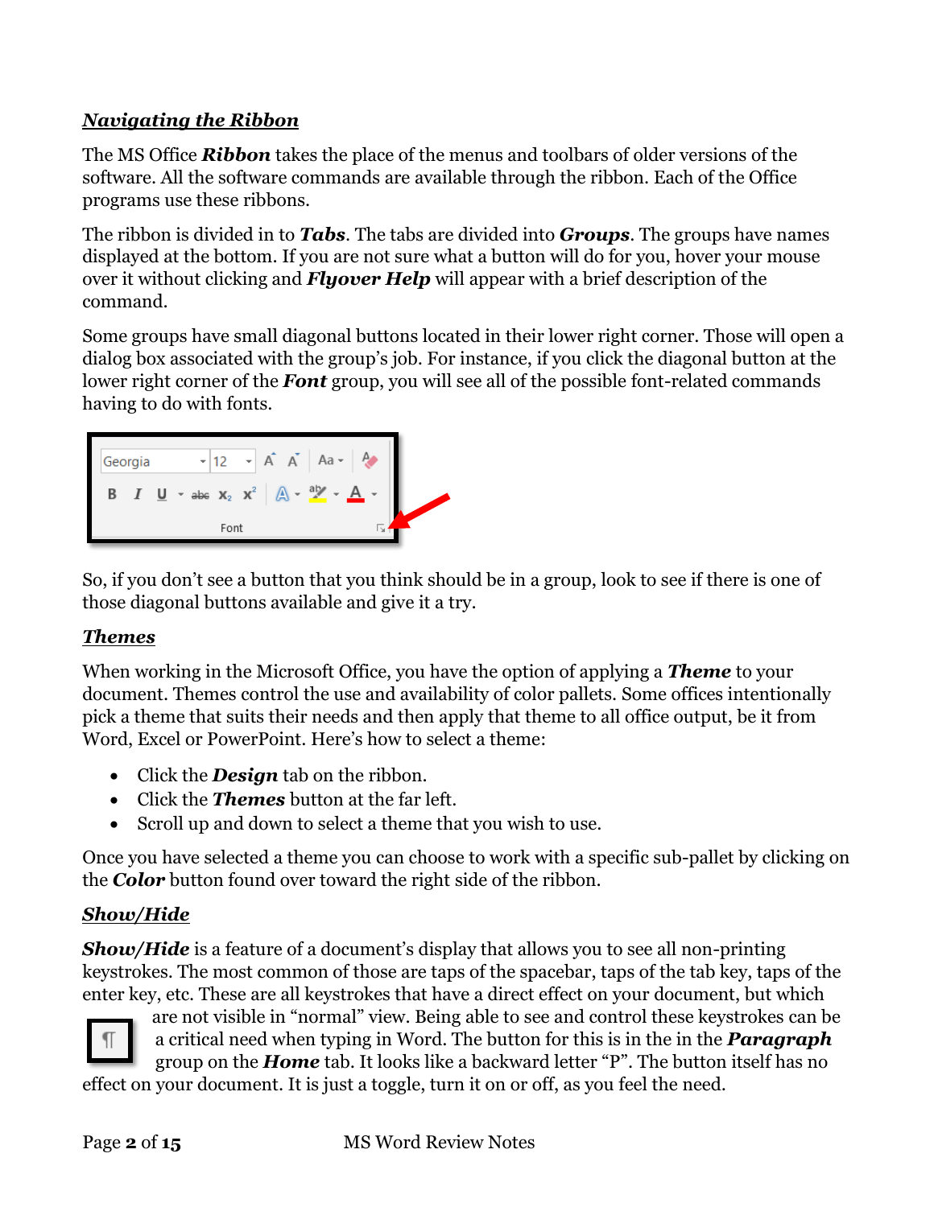## ***Navigating the Ribbon***

The MS Office ***Ribbon*** takes the place of the menus and toolbars of older versions of the software. All the software commands are available through the ribbon. Each of the Office programs use these ribbons.

The ribbon is divided in to ***Tabs***. The tabs are divided into ***Groups***. The groups have names displayed at the bottom. If you are not sure what a button will do for you, hover your mouse over it without clicking and ***Flyover Help*** will appear with a brief description of the command.

Some groups have small diagonal buttons located in their lower right corner. Those will open a dialog box associated with the group's job. For instance, if you click the diagonal button at the lower right corner of the ***Font*** group, you will see all of the possible font-related commands having to do with fonts.

So, if you don't see a button that you think should be in a group, look to see if there is one of those diagonal buttons available and give it a try.

## ***Themes***

When working in the Microsoft Office, you have the option of applying a ***Theme*** to your document. Themes control the use and availability of color pallets. Some offices intentionally pick a theme that suits their needs and then apply that theme to all office output, be it from Word, Excel or PowerPoint. Here's how to select a theme:

- Click the ***Design*** tab on the ribbon.
- Click the ***Themes*** button at the far left.
- Scroll up and down to select a theme that you wish to use.

Once you have selected a theme you can choose to work with a specific sub-pallet by clicking on the ***Color*** button found over toward the right side of the ribbon.

## ***Show/Hide***

***Show/Hide*** is a feature of a document's display that allows you to see all non-printing keystrokes. The most common of those are taps of the spacebar, taps of the tab key, taps of the enter key, etc. These are all keystrokes that have a direct effect on your document, but which are not visible in "normal" view. Being able to see and control these keystrokes can be a critical need when typing in Word. The button for this is in the in the ***Paragraph*** group on the ***Home*** tab. It looks like a backward letter "P". The button itself has no effect on your document. It is just a toggle, turn it on or off, as you feel the need.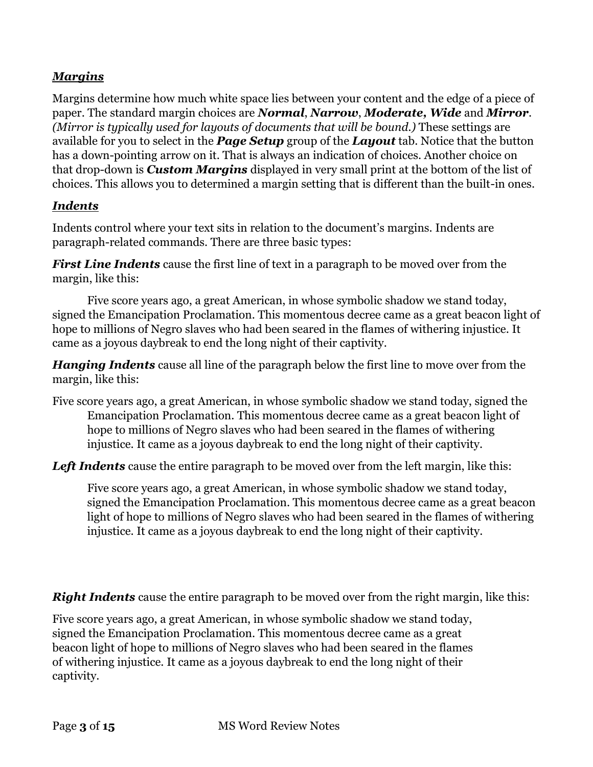***Margins***

Margins determine how much white space lies between your content and the edge of a piece of paper. The standard margin choices are ***Normal***, ***Narrow***, ***Moderate, Wide*** and ***Mirror***. *(Mirror is typically used for layouts of documents that will be bound.)* These settings are available for you to select in the ***Page Setup*** group of the ***Layout*** tab. Notice that the button has a down-pointing arrow on it. That is always an indication of choices. Another choice on that drop-down is ***Custom Margins*** displayed in very small print at the bottom of the list of choices. This allows you to determined a margin setting that is different than the built-in ones.

***Indents***

Indents control where your text sits in relation to the document's margins. Indents are paragraph-related commands. There are three basic types:

***First Line Indents*** cause the first line of text in a paragraph to be moved over from the margin, like this:

    Five score years ago, a great American, in whose symbolic shadow we stand today, signed the Emancipation Proclamation. This momentous decree came as a great beacon light of hope to millions of Negro slaves who had been seared in the flames of withering injustice. It came as a joyous daybreak to end the long night of their captivity.

***Hanging Indents*** cause all line of the paragraph below the first line to move over from the margin, like this:

Five score years ago, a great American, in whose symbolic shadow we stand today, signed the Emancipation Proclamation. This momentous decree came as a great beacon light of hope to millions of Negro slaves who had been seared in the flames of withering injustice. It came as a joyous daybreak to end the long night of their captivity.

***Left Indents*** cause the entire paragraph to be moved over from the left margin, like this:

> Five score years ago, a great American, in whose symbolic shadow we stand today, signed the Emancipation Proclamation. This momentous decree came as a great beacon light of hope to millions of Negro slaves who had been seared in the flames of withering injustice. It came as a joyous daybreak to end the long night of their captivity.

***Right Indents*** cause the entire paragraph to be moved over from the right margin, like this:

Five score years ago, a great American, in whose symbolic shadow we stand today, signed the Emancipation Proclamation. This momentous decree came as a great beacon light of hope to millions of Negro slaves who had been seared in the flames of withering injustice. It came as a joyous daybreak to end the long night of their captivity.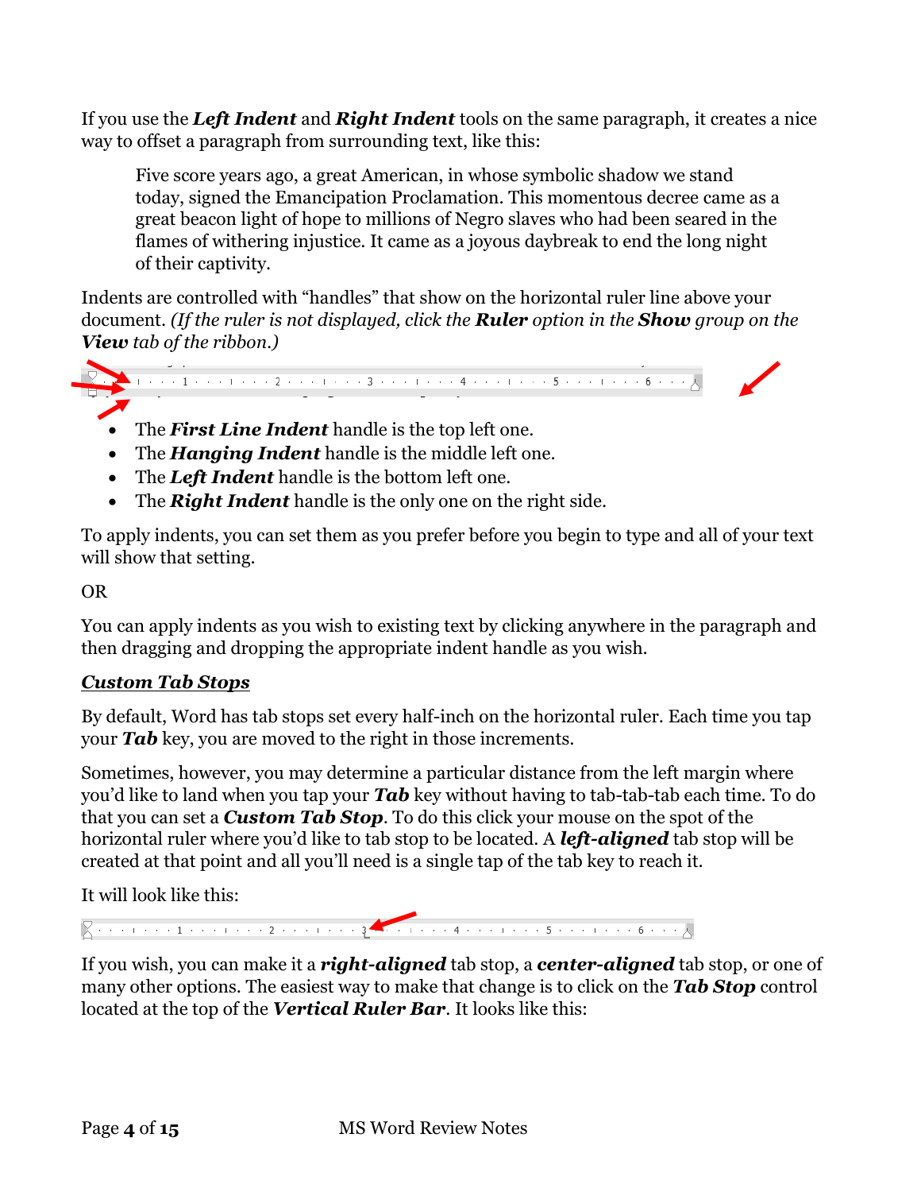If you use the ***Left Indent*** and ***Right Indent*** tools on the same paragraph, it creates a nice way to offset a paragraph from surrounding text, like this:

> Five score years ago, a great American, in whose symbolic shadow we stand today, signed the Emancipation Proclamation. This momentous decree came as a great beacon light of hope to millions of Negro slaves who had been seared in the flames of withering injustice. It came as a joyous daybreak to end the long night of their captivity.

Indents are controlled with "handles" that show on the horizontal ruler line above your document. *(If the ruler is not displayed, click the **Ruler** option in the **Show** group on the **View** tab of the ribbon.)*

- The ***First Line Indent*** handle is the top left one.
- The ***Hanging Indent*** handle is the middle left one.
- The ***Left Indent*** handle is the bottom left one.
- The ***Right Indent*** handle is the only one on the right side.

To apply indents, you can set them as you prefer before you begin to type and all of your text will show that setting.

OR

You can apply indents as you wish to existing text by clicking anywhere in the paragraph and then dragging and dropping the appropriate indent handle as you wish.

### ***Custom Tab Stops***

By default, Word has tab stops set every half-inch on the horizontal ruler. Each time you tap your ***Tab*** key, you are moved to the right in those increments.

Sometimes, however, you may determine a particular distance from the left margin where you'd like to land when you tap your ***Tab*** key without having to tab-tab-tab each time. To do that you can set a ***Custom Tab Stop***. To do this click your mouse on the spot of the horizontal ruler where you'd like to tab stop to be located. A ***left-aligned*** tab stop will be created at that point and all you'll need is a single tap of the tab key to reach it.

It will look like this:

If you wish, you can make it a ***right-aligned*** tab stop, a ***center-aligned*** tab stop, or one of many other options. The easiest way to make that change is to click on the ***Tab Stop*** control located at the top of the ***Vertical Ruler Bar***. It looks like this: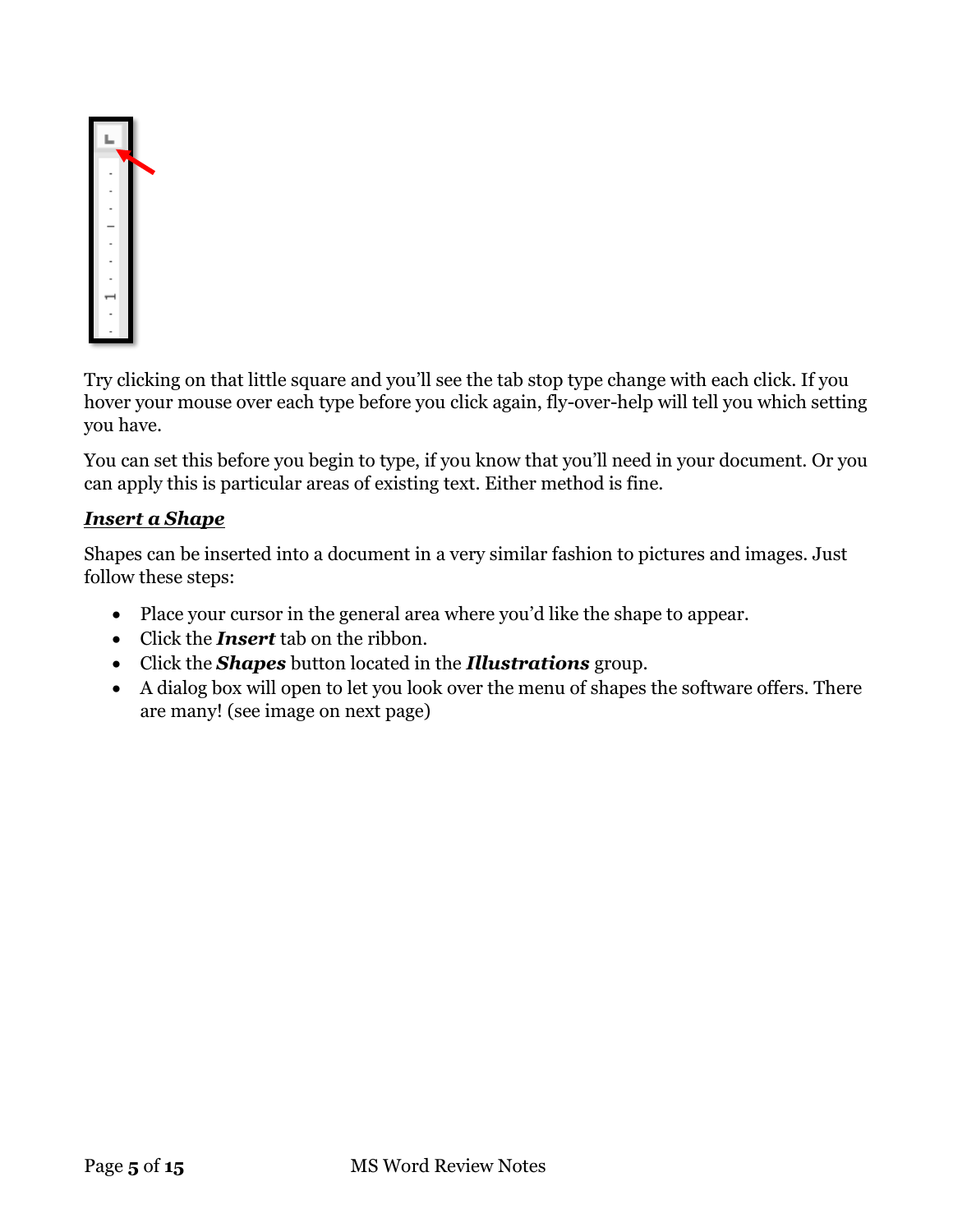Try clicking on that little square and you'll see the tab stop type change with each click. If you hover your mouse over each type before you click again, fly-over-help will tell you which setting you have.

You can set this before you begin to type, if you know that you'll need in your document. Or you can apply this is particular areas of existing text. Either method is fine.

***Insert a Shape***

Shapes can be inserted into a document in a very similar fashion to pictures and images. Just follow these steps:

- Place your cursor in the general area where you'd like the shape to appear.
- Click the ***Insert*** tab on the ribbon.
- Click the ***Shapes*** button located in the ***Illustrations*** group.
- A dialog box will open to let you look over the menu of shapes the software offers. There are many! (see image on next page)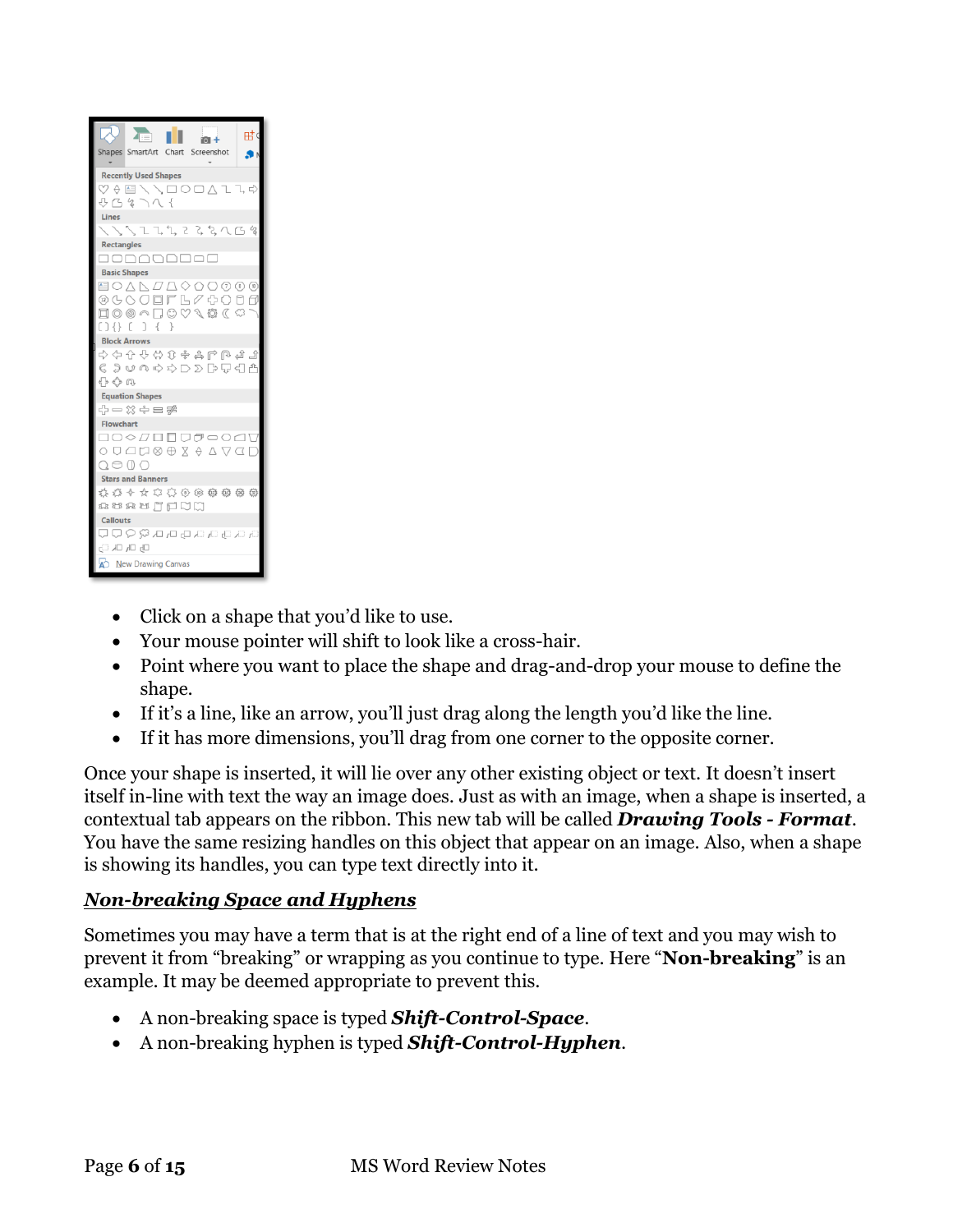- Click on a shape that you'd like to use.
- Your mouse pointer will shift to look like a cross-hair.
- Point where you want to place the shape and drag-and-drop your mouse to define the shape.
- If it's a line, like an arrow, you'll just drag along the length you'd like the line.
- If it has more dimensions, you'll drag from one corner to the opposite corner.

Once your shape is inserted, it will lie over any other existing object or text. It doesn't insert itself in-line with text the way an image does. Just as with an image, when a shape is inserted, a contextual tab appears on the ribbon. This new tab will be called ***Drawing Tools - Format***. You have the same resizing handles on this object that appear on an image. Also, when a shape is showing its handles, you can type text directly into it.

## ***Non-breaking Space and Hyphens***

Sometimes you may have a term that is at the right end of a line of text and you may wish to prevent it from "breaking" or wrapping as you continue to type. Here "**Non-breaking**" is an example. It may be deemed appropriate to prevent this.

- A non-breaking space is typed ***Shift-Control-Space***.
- A non-breaking hyphen is typed ***Shift-Control-Hyphen***.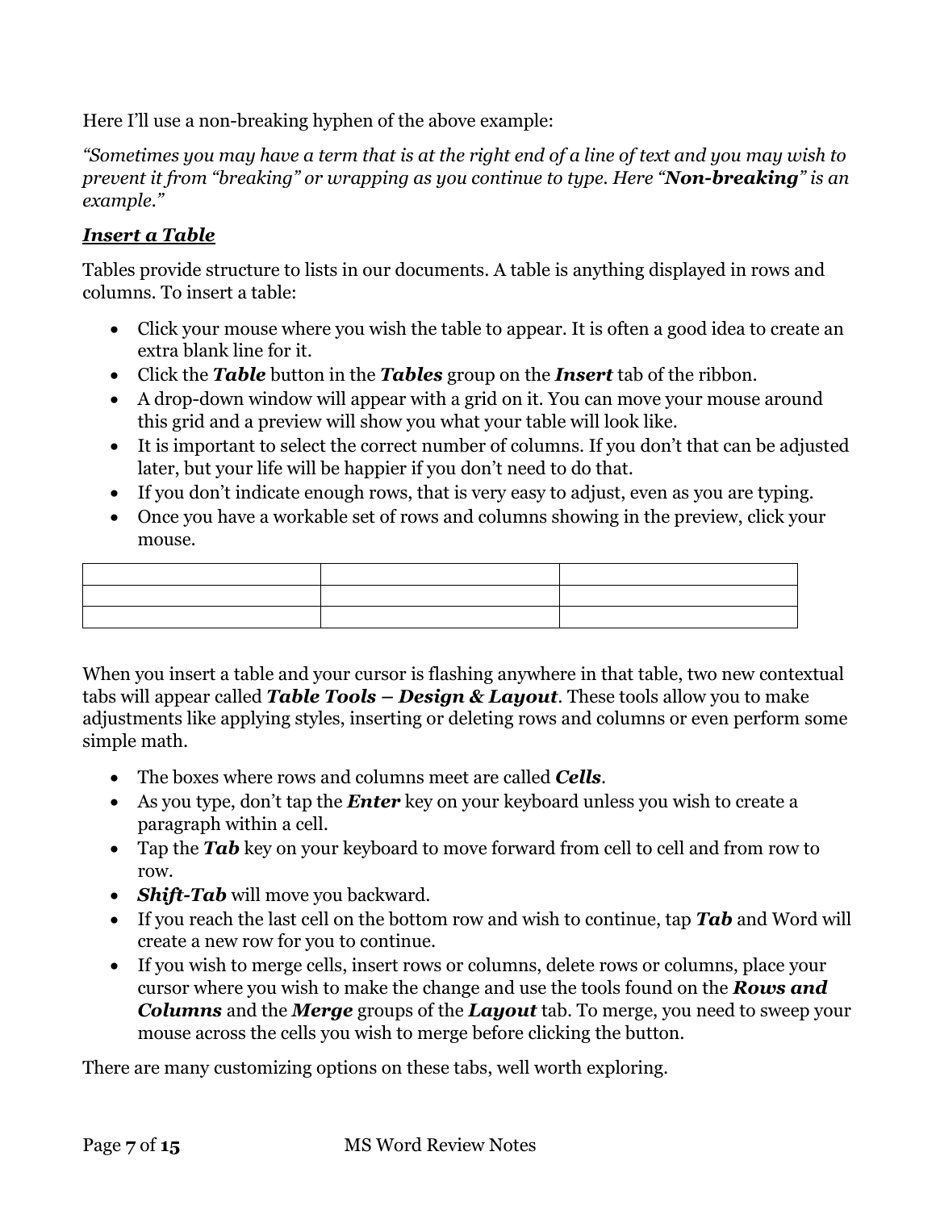Here I'll use a non-breaking hyphen of the above example:

*"Sometimes you may have a term that is at the right end of a line of text and you may wish to prevent it from "breaking" or wrapping as you continue to type. Here "**Non-breaking**" is an example."*

***<u>Insert a Table</u>***

Tables provide structure to lists in our documents. A table is anything displayed in rows and columns. To insert a table:

- Click your mouse where you wish the table to appear. It is often a good idea to create an extra blank line for it.
- Click the ***Table*** button in the ***Tables*** group on the ***Insert*** tab of the ribbon.
- A drop-down window will appear with a grid on it. You can move your mouse around this grid and a preview will show you what your table will look like.
- It is important to select the correct number of columns. If you don't that can be adjusted later, but your life will be happier if you don't need to do that.
- If you don't indicate enough rows, that is very easy to adjust, even as you are typing.
- Once you have a workable set of rows and columns showing in the preview, click your mouse.

| | | |
|---|---|---|
| | | |
| | | |

When you insert a table and your cursor is flashing anywhere in that table, two new contextual tabs will appear called ***Table Tools – Design & Layout***. These tools allow you to make adjustments like applying styles, inserting or deleting rows and columns or even perform some simple math.

- The boxes where rows and columns meet are called ***Cells***.
- As you type, don't tap the ***Enter*** key on your keyboard unless you wish to create a paragraph within a cell.
- Tap the ***Tab*** key on your keyboard to move forward from cell to cell and from row to row.
- ***Shift-Tab*** will move you backward.
- If you reach the last cell on the bottom row and wish to continue, tap ***Tab*** and Word will create a new row for you to continue.
- If you wish to merge cells, insert rows or columns, delete rows or columns, place your cursor where you wish to make the change and use the tools found on the ***Rows and Columns*** and the ***Merge*** groups of the ***Layout*** tab. To merge, you need to sweep your mouse across the cells you wish to merge before clicking the button.

There are many customizing options on these tabs, well worth exploring.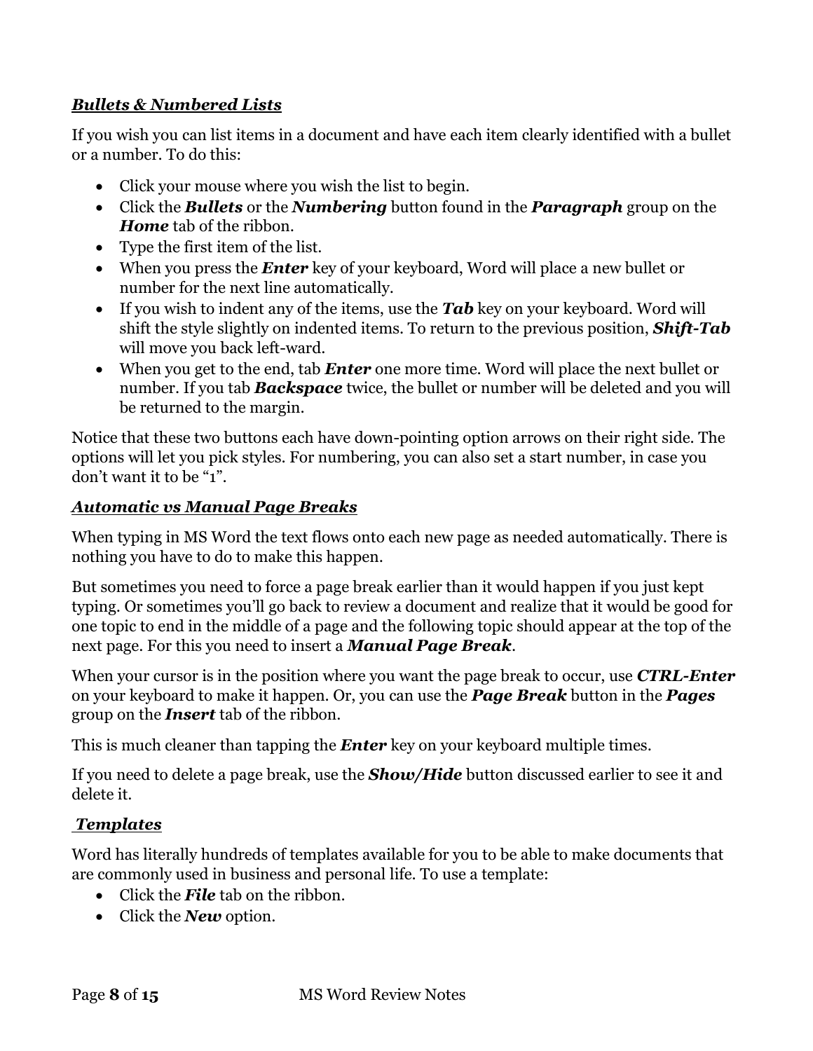***Bullets & Numbered Lists***

If you wish you can list items in a document and have each item clearly identified with a bullet or a number. To do this:

- Click your mouse where you wish the list to begin.
- Click the ***Bullets*** or the ***Numbering*** button found in the ***Paragraph*** group on the ***Home*** tab of the ribbon.
- Type the first item of the list.
- When you press the ***Enter*** key of your keyboard, Word will place a new bullet or number for the next line automatically.
- If you wish to indent any of the items, use the ***Tab*** key on your keyboard. Word will shift the style slightly on indented items. To return to the previous position, ***Shift-Tab*** will move you back left-ward.
- When you get to the end, tab ***Enter*** one more time. Word will place the next bullet or number. If you tab ***Backspace*** twice, the bullet or number will be deleted and you will be returned to the margin.

Notice that these two buttons each have down-pointing option arrows on their right side. The options will let you pick styles. For numbering, you can also set a start number, in case you don't want it to be "1".

***Automatic vs Manual Page Breaks***

When typing in MS Word the text flows onto each new page as needed automatically. There is nothing you have to do to make this happen.

But sometimes you need to force a page break earlier than it would happen if you just kept typing. Or sometimes you'll go back to review a document and realize that it would be good for one topic to end in the middle of a page and the following topic should appear at the top of the next page. For this you need to insert a ***Manual Page Break***.

When your cursor is in the position where you want the page break to occur, use ***CTRL-Enter*** on your keyboard to make it happen. Or, you can use the ***Page Break*** button in the ***Pages*** group on the ***Insert*** tab of the ribbon.

This is much cleaner than tapping the ***Enter*** key on your keyboard multiple times.

If you need to delete a page break, use the ***Show/Hide*** button discussed earlier to see it and delete it.

***Templates***

Word has literally hundreds of templates available for you to be able to make documents that are commonly used in business and personal life. To use a template:

- Click the ***File*** tab on the ribbon.
- Click the ***New*** option.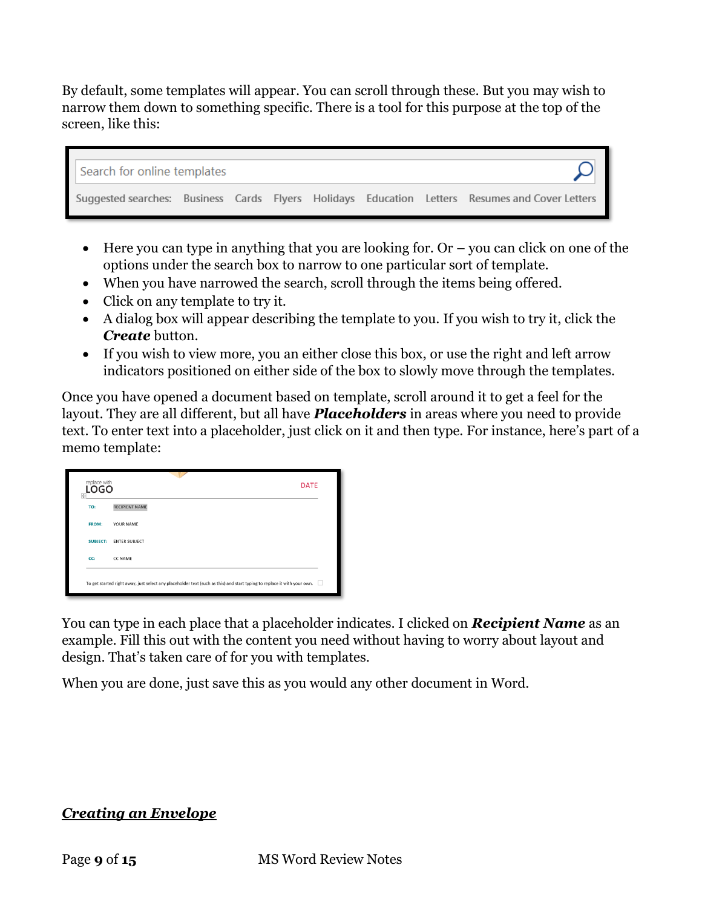By default, some templates will appear. You can scroll through these. But you may wish to narrow them down to something specific. There is a tool for this purpose at the top of the screen, like this:

- Here you can type in anything that you are looking for. Or – you can click on one of the options under the search box to narrow to one particular sort of template.
- When you have narrowed the search, scroll through the items being offered.
- Click on any template to try it.
- A dialog box will appear describing the template to you. If you wish to try it, click the ***Create*** button.
- If you wish to view more, you an either close this box, or use the right and left arrow indicators positioned on either side of the box to slowly move through the templates.

Once you have opened a document based on template, scroll around it to get a feel for the layout. They are all different, but all have ***Placeholders*** in areas where you need to provide text. To enter text into a placeholder, just click on it and then type. For instance, here's part of a memo template:

You can type in each place that a placeholder indicates. I clicked on ***Recipient Name*** as an example. Fill this out with the content you need without having to worry about layout and design. That's taken care of for you with templates.

When you are done, just save this as you would any other document in Word.

## ***Creating an Envelope***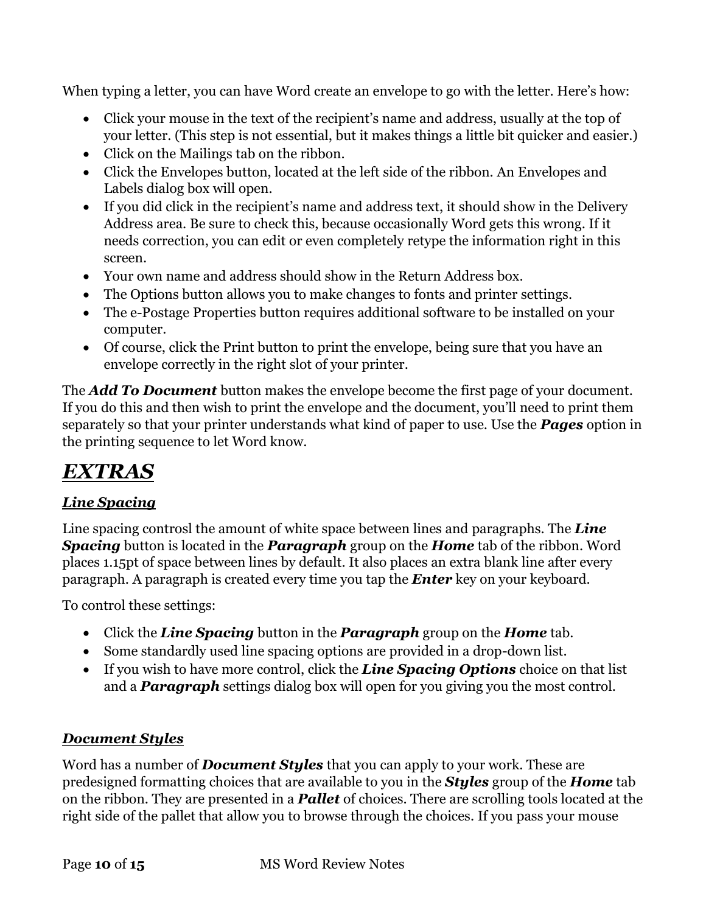When typing a letter, you can have Word create an envelope to go with the letter. Here's how:

- Click your mouse in the text of the recipient's name and address, usually at the top of your letter. (This step is not essential, but it makes things a little bit quicker and easier.)
- Click on the Mailings tab on the ribbon.
- Click the Envelopes button, located at the left side of the ribbon. An Envelopes and Labels dialog box will open.
- If you did click in the recipient's name and address text, it should show in the Delivery Address area. Be sure to check this, because occasionally Word gets this wrong. If it needs correction, you can edit or even completely retype the information right in this screen.
- Your own name and address should show in the Return Address box.
- The Options button allows you to make changes to fonts and printer settings.
- The e-Postage Properties button requires additional software to be installed on your computer.
- Of course, click the Print button to print the envelope, being sure that you have an envelope correctly in the right slot of your printer.

The ***Add To Document*** button makes the envelope become the first page of your document. If you do this and then wish to print the envelope and the document, you'll need to print them separately so that your printer understands what kind of paper to use. Use the ***Pages*** option in the printing sequence to let Word know.

# *EXTRAS*

## *Line Spacing*

Line spacing controsl the amount of white space between lines and paragraphs. The ***Line Spacing*** button is located in the ***Paragraph*** group on the ***Home*** tab of the ribbon. Word places 1.15pt of space between lines by default. It also places an extra blank line after every paragraph. A paragraph is created every time you tap the ***Enter*** key on your keyboard.

To control these settings:

- Click the ***Line Spacing*** button in the ***Paragraph*** group on the ***Home*** tab.
- Some standardly used line spacing options are provided in a drop-down list.
- If you wish to have more control, click the ***Line Spacing Options*** choice on that list and a ***Paragraph*** settings dialog box will open for you giving you the most control.

## *Document Styles*

Word has a number of ***Document Styles*** that you can apply to your work. These are predesigned formatting choices that are available to you in the ***Styles*** group of the ***Home*** tab on the ribbon. They are presented in a ***Pallet*** of choices. There are scrolling tools located at the right side of the pallet that allow you to browse through the choices. If you pass your mouse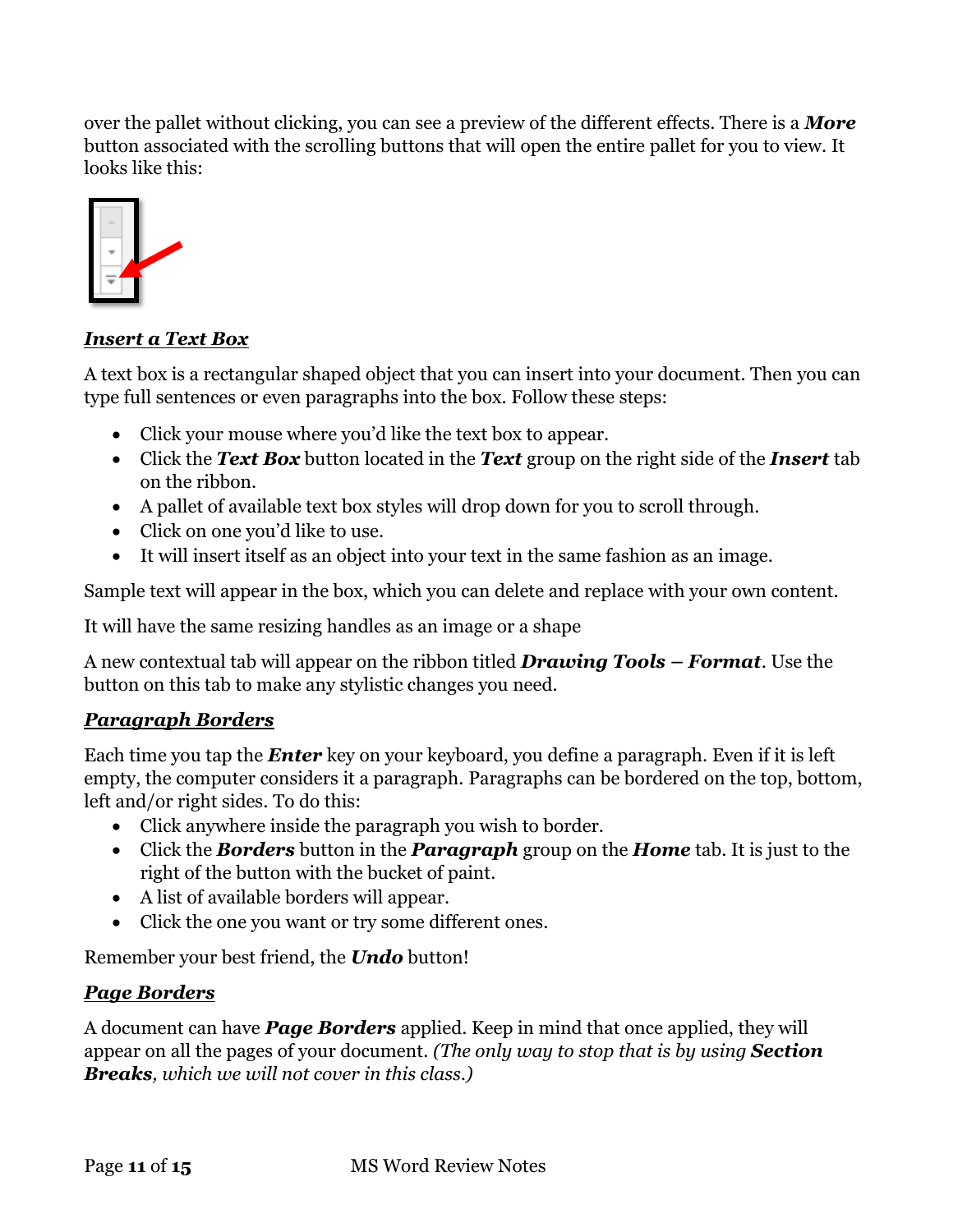over the pallet without clicking, you can see a preview of the different effects. There is a ***More*** button associated with the scrolling buttons that will open the entire pallet for you to view. It looks like this:

## ***Insert a Text Box***

A text box is a rectangular shaped object that you can insert into your document. Then you can type full sentences or even paragraphs into the box. Follow these steps:

- Click your mouse where you'd like the text box to appear.
- Click the ***Text Box*** button located in the ***Text*** group on the right side of the ***Insert*** tab on the ribbon.
- A pallet of available text box styles will drop down for you to scroll through.
- Click on one you'd like to use.
- It will insert itself as an object into your text in the same fashion as an image.

Sample text will appear in the box, which you can delete and replace with your own content.

It will have the same resizing handles as an image or a shape

A new contextual tab will appear on the ribbon titled ***Drawing Tools – Format***. Use the button on this tab to make any stylistic changes you need.

## ***Paragraph Borders***

Each time you tap the ***Enter*** key on your keyboard, you define a paragraph. Even if it is left empty, the computer considers it a paragraph. Paragraphs can be bordered on the top, bottom, left and/or right sides. To do this:

- Click anywhere inside the paragraph you wish to border.
- Click the ***Borders*** button in the ***Paragraph*** group on the ***Home*** tab. It is just to the right of the button with the bucket of paint.
- A list of available borders will appear.
- Click the one you want or try some different ones.

Remember your best friend, the ***Undo*** button!

## ***Page Borders***

A document can have ***Page Borders*** applied. Keep in mind that once applied, they will appear on all the pages of your document. *(The only way to stop that is by using* ***Section Breaks****, which we will not cover in this class.)*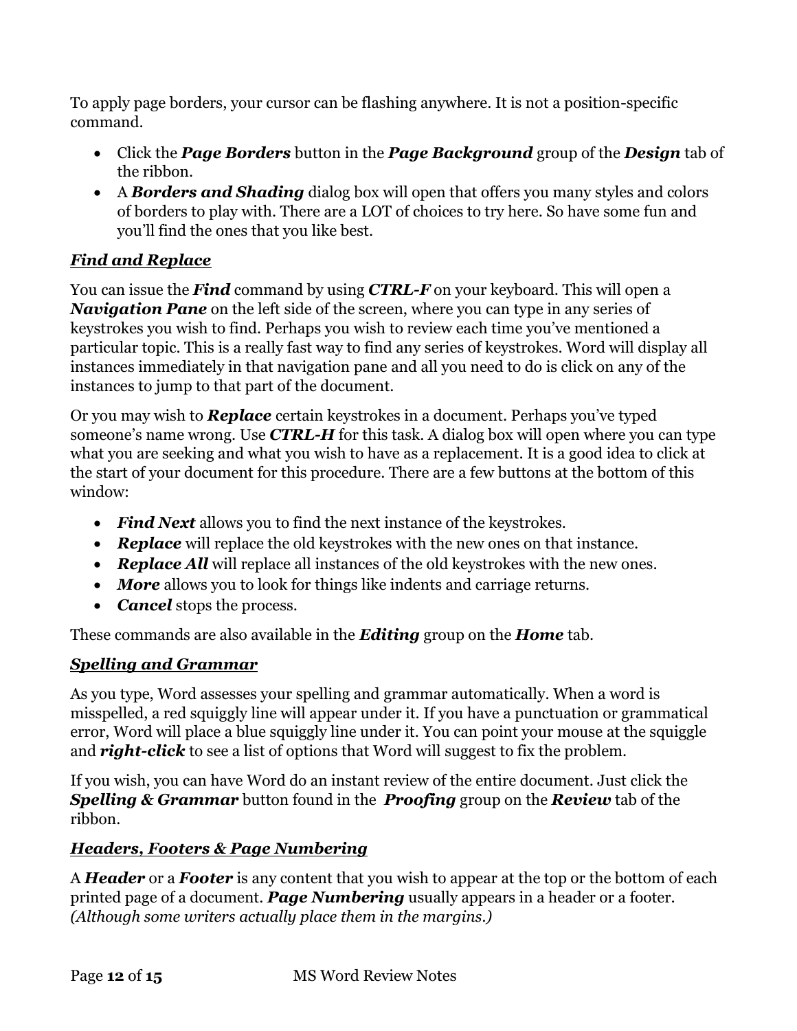To apply page borders, your cursor can be flashing anywhere. It is not a position-specific command.

- Click the ***Page Borders*** button in the ***Page Background*** group of the ***Design*** tab of the ribbon.
- A ***Borders and Shading*** dialog box will open that offers you many styles and colors of borders to play with. There are a LOT of choices to try here. So have some fun and you'll find the ones that you like best.

### ***Find and Replace***

You can issue the ***Find*** command by using ***CTRL-F*** on your keyboard. This will open a ***Navigation Pane*** on the left side of the screen, where you can type in any series of keystrokes you wish to find. Perhaps you wish to review each time you've mentioned a particular topic. This is a really fast way to find any series of keystrokes. Word will display all instances immediately in that navigation pane and all you need to do is click on any of the instances to jump to that part of the document.

Or you may wish to ***Replace*** certain keystrokes in a document. Perhaps you've typed someone's name wrong. Use ***CTRL-H*** for this task. A dialog box will open where you can type what you are seeking and what you wish to have as a replacement. It is a good idea to click at the start of your document for this procedure. There are a few buttons at the bottom of this window:

- ***Find Next*** allows you to find the next instance of the keystrokes.
- ***Replace*** will replace the old keystrokes with the new ones on that instance.
- ***Replace All*** will replace all instances of the old keystrokes with the new ones.
- ***More*** allows you to look for things like indents and carriage returns.
- ***Cancel*** stops the process.

These commands are also available in the ***Editing*** group on the ***Home*** tab.

### ***Spelling and Grammar***

As you type, Word assesses your spelling and grammar automatically. When a word is misspelled, a red squiggly line will appear under it. If you have a punctuation or grammatical error, Word will place a blue squiggly line under it. You can point your mouse at the squiggle and ***right-click*** to see a list of options that Word will suggest to fix the problem.

If you wish, you can have Word do an instant review of the entire document. Just click the ***Spelling & Grammar*** button found in the ***Proofing*** group on the ***Review*** tab of the ribbon.

### ***Headers, Footers & Page Numbering***

A ***Header*** or a ***Footer*** is any content that you wish to appear at the top or the bottom of each printed page of a document. ***Page Numbering*** usually appears in a header or a footer. *(Although some writers actually place them in the margins.)*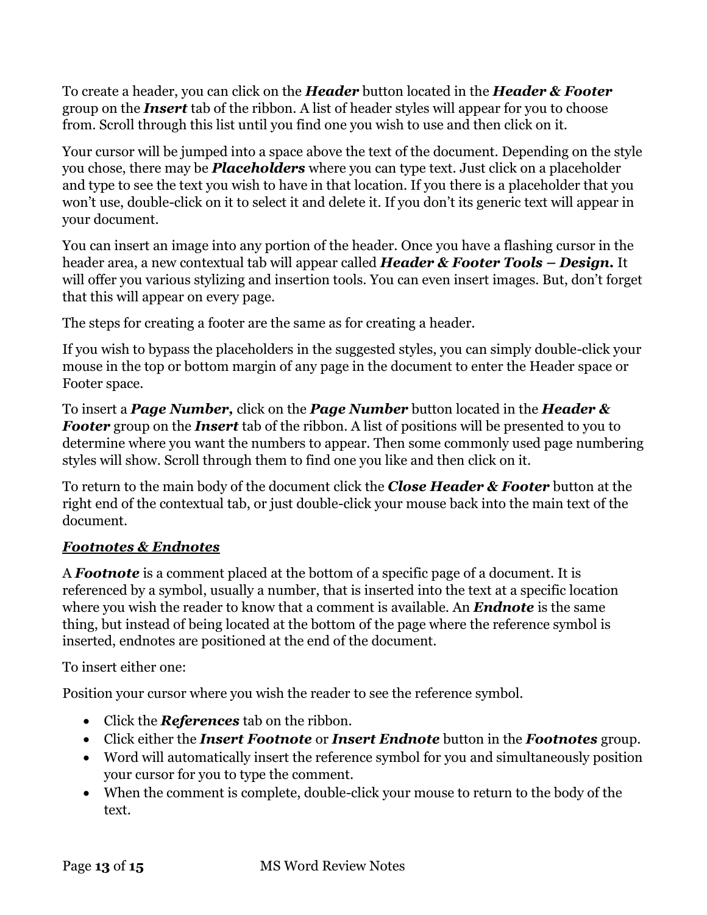To create a header, you can click on the ***Header*** button located in the ***Header & Footer*** group on the ***Insert*** tab of the ribbon. A list of header styles will appear for you to choose from. Scroll through this list until you find one you wish to use and then click on it.

Your cursor will be jumped into a space above the text of the document. Depending on the style you chose, there may be ***Placeholders*** where you can type text. Just click on a placeholder and type to see the text you wish to have in that location. If you there is a placeholder that you won't use, double-click on it to select it and delete it. If you don't its generic text will appear in your document.

You can insert an image into any portion of the header. Once you have a flashing cursor in the header area, a new contextual tab will appear called ***Header & Footer Tools – Design.*** It will offer you various stylizing and insertion tools. You can even insert images. But, don't forget that this will appear on every page.

The steps for creating a footer are the same as for creating a header.

If you wish to bypass the placeholders in the suggested styles, you can simply double-click your mouse in the top or bottom margin of any page in the document to enter the Header space or Footer space.

To insert a ***Page Number,*** click on the ***Page Number*** button located in the ***Header & Footer*** group on the ***Insert*** tab of the ribbon. A list of positions will be presented to you to determine where you want the numbers to appear. Then some commonly used page numbering styles will show. Scroll through them to find one you like and then click on it.

To return to the main body of the document click the ***Close Header & Footer*** button at the right end of the contextual tab, or just double-click your mouse back into the main text of the document.

### ***<u>Footnotes & Endnotes</u>***

A ***Footnote*** is a comment placed at the bottom of a specific page of a document. It is referenced by a symbol, usually a number, that is inserted into the text at a specific location where you wish the reader to know that a comment is available. An ***Endnote*** is the same thing, but instead of being located at the bottom of the page where the reference symbol is inserted, endnotes are positioned at the end of the document.

To insert either one:

Position your cursor where you wish the reader to see the reference symbol.

- Click the ***References*** tab on the ribbon.
- Click either the ***Insert Footnote*** or ***Insert Endnote*** button in the ***Footnotes*** group.
- Word will automatically insert the reference symbol for you and simultaneously position your cursor for you to type the comment.
- When the comment is complete, double-click your mouse to return to the body of the text.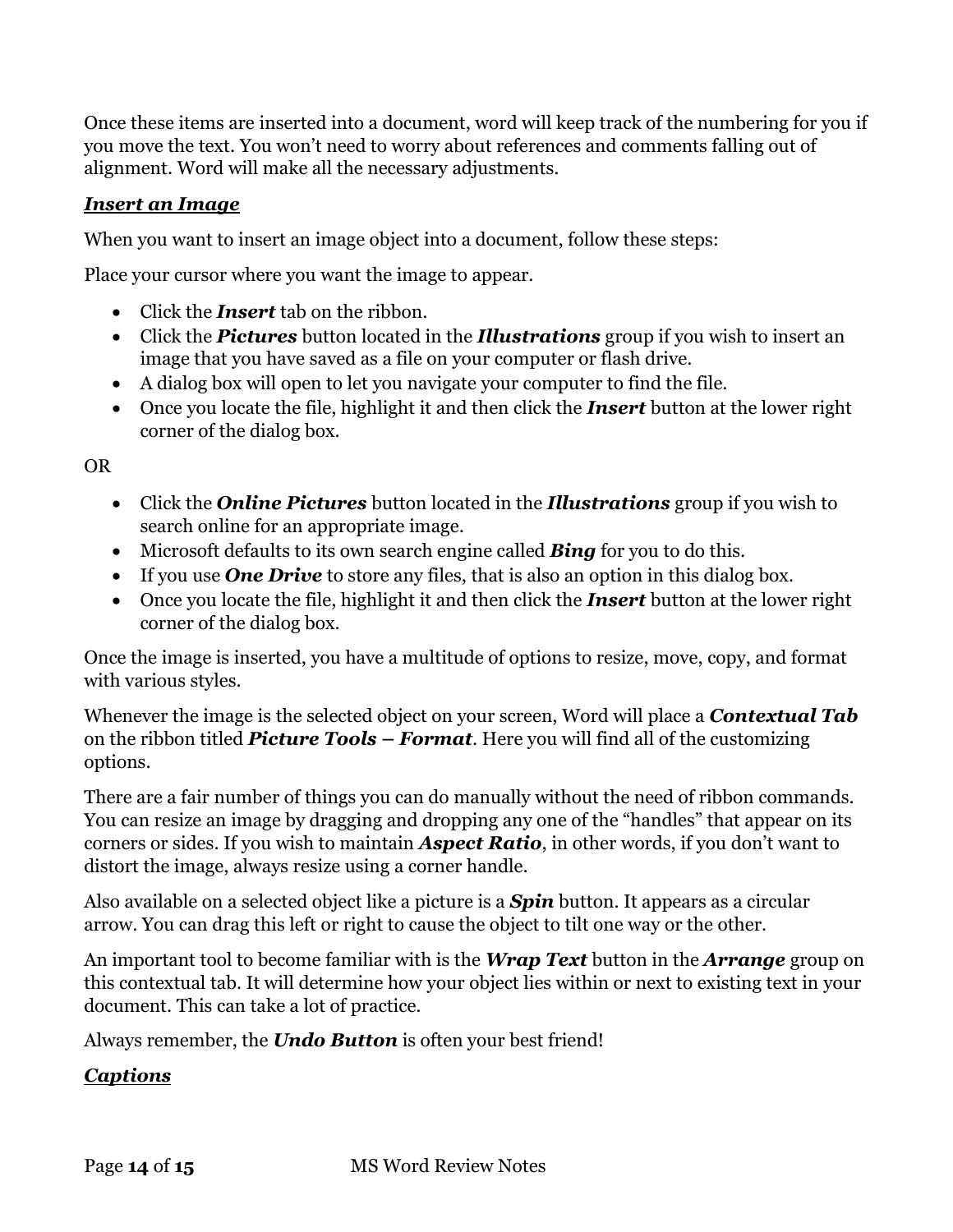Once these items are inserted into a document, word will keep track of the numbering for you if you move the text. You won't need to worry about references and comments falling out of alignment. Word will make all the necessary adjustments.

***<u>Insert an Image</u>***

When you want to insert an image object into a document, follow these steps:

Place your cursor where you want the image to appear.

- Click the ***Insert*** tab on the ribbon.
- Click the ***Pictures*** button located in the ***Illustrations*** group if you wish to insert an image that you have saved as a file on your computer or flash drive.
- A dialog box will open to let you navigate your computer to find the file.
- Once you locate the file, highlight it and then click the ***Insert*** button at the lower right corner of the dialog box.

OR

- Click the ***Online Pictures*** button located in the ***Illustrations*** group if you wish to search online for an appropriate image.
- Microsoft defaults to its own search engine called ***Bing*** for you to do this.
- If you use ***One Drive*** to store any files, that is also an option in this dialog box.
- Once you locate the file, highlight it and then click the ***Insert*** button at the lower right corner of the dialog box.

Once the image is inserted, you have a multitude of options to resize, move, copy, and format with various styles.

Whenever the image is the selected object on your screen, Word will place a ***Contextual Tab*** on the ribbon titled ***Picture Tools – Format***. Here you will find all of the customizing options.

There are a fair number of things you can do manually without the need of ribbon commands. You can resize an image by dragging and dropping any one of the "handles" that appear on its corners or sides. If you wish to maintain ***Aspect Ratio***, in other words, if you don't want to distort the image, always resize using a corner handle.

Also available on a selected object like a picture is a ***Spin*** button. It appears as a circular arrow. You can drag this left or right to cause the object to tilt one way or the other.

An important tool to become familiar with is the ***Wrap Text*** button in the ***Arrange*** group on this contextual tab. It will determine how your object lies within or next to existing text in your document. This can take a lot of practice.

Always remember, the ***Undo Button*** is often your best friend!

***<u>Captions</u>***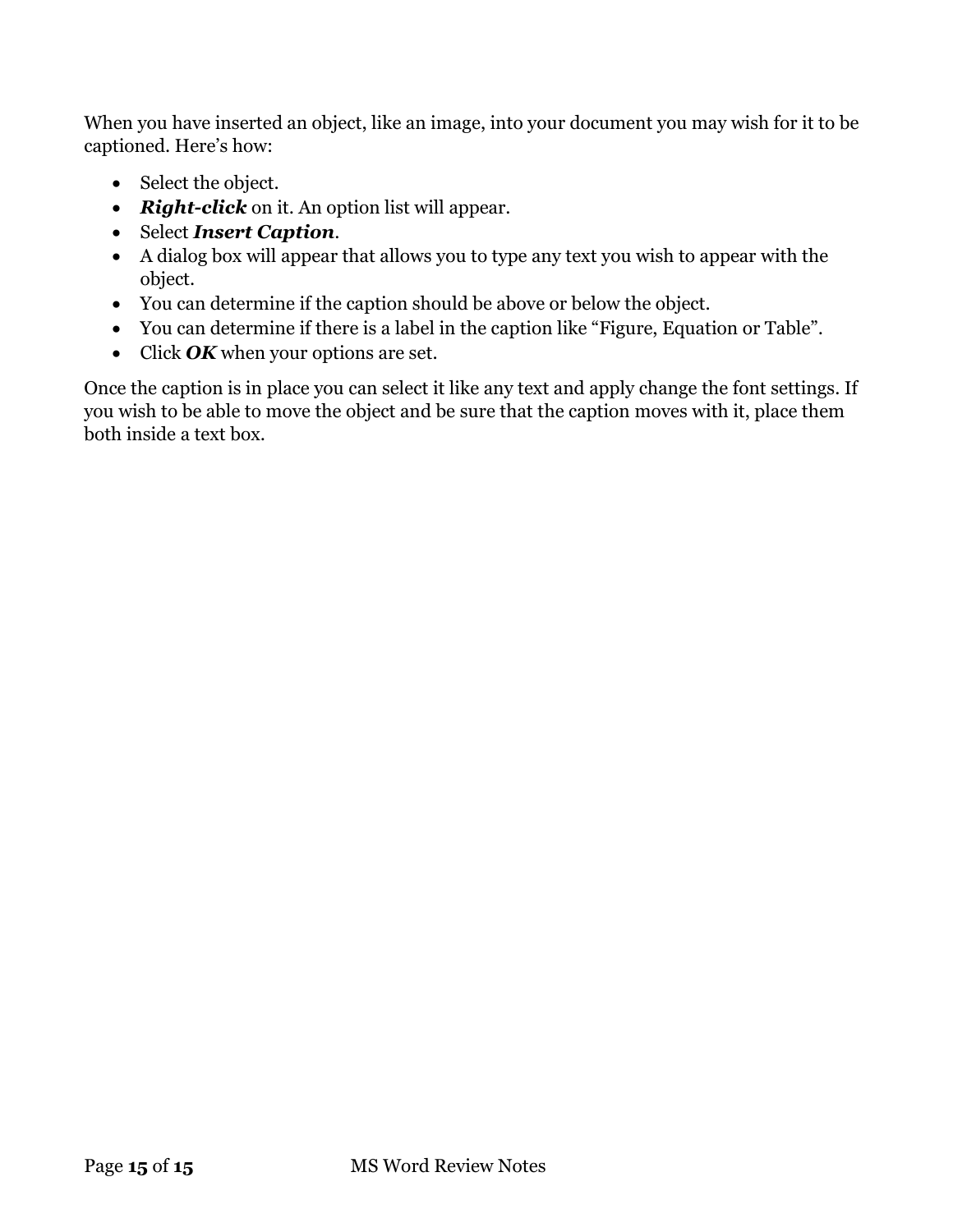When you have inserted an object, like an image, into your document you may wish for it to be captioned. Here's how:

- Select the object.
- ***Right-click*** on it. An option list will appear.
- Select ***Insert Caption***.
- A dialog box will appear that allows you to type any text you wish to appear with the object.
- You can determine if the caption should be above or below the object.
- You can determine if there is a label in the caption like "Figure, Equation or Table".
- Click ***OK*** when your options are set.

Once the caption is in place you can select it like any text and apply change the font settings. If you wish to be able to move the object and be sure that the caption moves with it, place them both inside a text box.